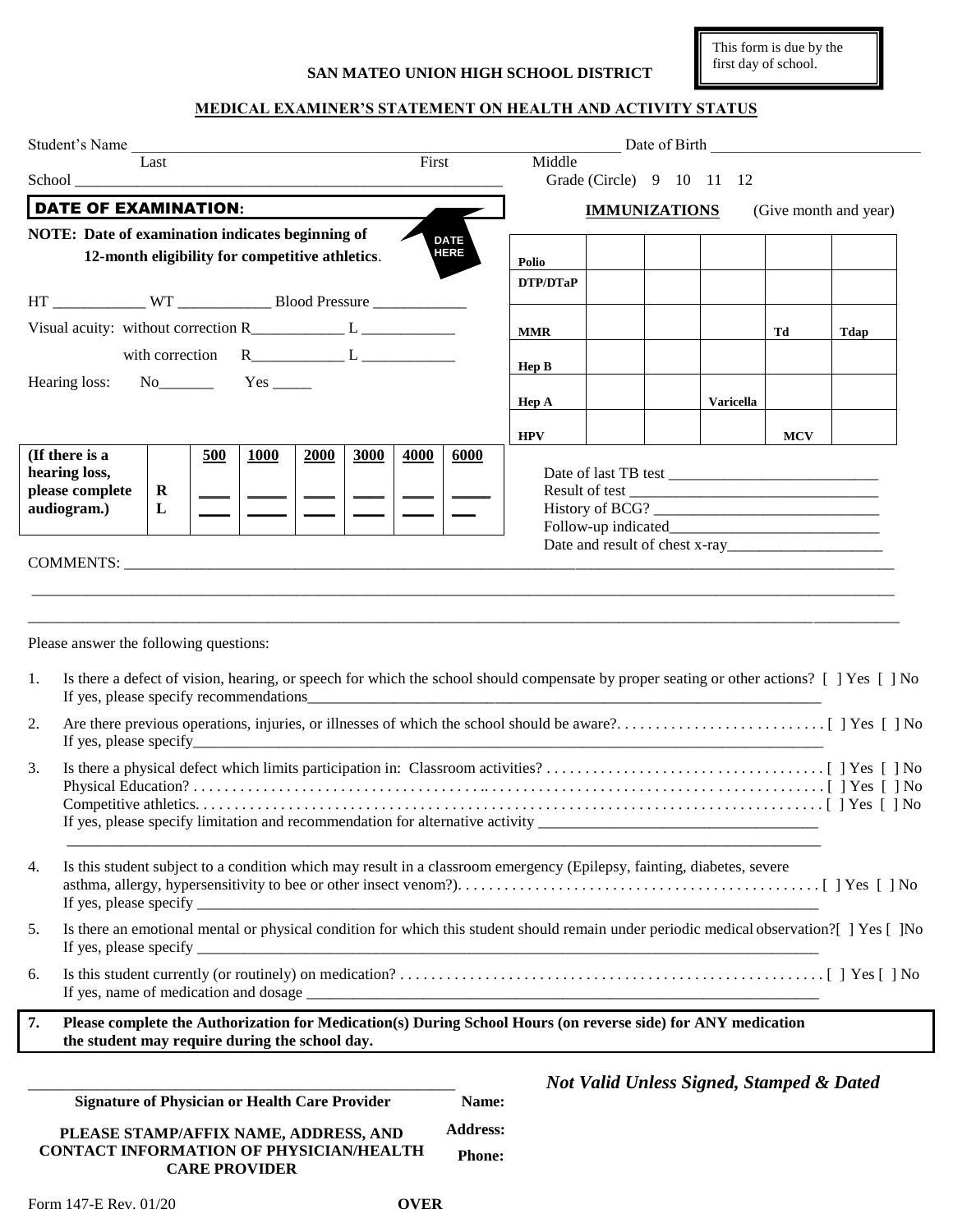This form is due by the first day of school.

## SAN MATEO UNION HIGH SCHOOL DISTRICT

### MEDICAL EXAMINER'S STATEMENT ON HEALTH AND ACTIVITY STATUS

Student's Name ______________________________________________ Date of Birth ______________________
Last First Middle

School ______________________________________________ Grade (Circle) 9 10 11 12

**DATE OF EXAMINATION:**

**NOTE: Date of examination indicates beginning of 12-month eligibility for competitive athletics.**

DATE HERE

HT ___________ WT ___________ Blood Pressure ___________

Visual acuity: without correction R___________ L ___________

with correction R___________ L ___________

Hearing loss: No_______ Yes _____

| (If there is a hearing loss, please complete audiogram.) | | 500 | 1000 | 2000 | 3000 | 4000 | 6000 |
|---|---|---|---|---|---|---|---|
| | R | ___ | ___ | ___ | ___ | ___ | ___ |
| | L | ___ | ___ | ___ | ___ | ___ | ___ |

**IMMUNIZATIONS** (Give month and year)

| | | | | | |
|---|---|---|---|---|---|
| **Polio** | | | | | |
| **DTP/DTaP** | | | | | |
| **MMR** | | | | **Td** | **Tdap** |
| **Hep B** | | | | | |
| **Hep A** | | | **Varicella** | | |
| **HPV** | | | | **MCV** | |

Date of last TB test ______________________
Result of test ______________________
History of BCG? ______________________
Follow-up indicated______________________
Date and result of chest x-ray______________________

COMMENTS: ______________________________________________________________________

Please answer the following questions:

1. Is there a defect of vision, hearing, or speech for which the school should compensate by proper seating or other actions? [ ] Yes [ ] No
   If yes, please specify recommendations______________________________________________
2. Are there previous operations, injuries, or illnesses of which the school should be aware?. . . . . . . . . . . . [ ] Yes [ ] No
   If yes, please specify______________________________________________
3. Is there a physical defect which limits participation in: Classroom activities? . . . . . . . . . . . . [ ] Yes [ ] No
   Physical Education? . . . . . . . . . . . . [ ] Yes [ ] No
   Competitive athletics. . . . . . . . . . . . [ ] Yes [ ] No
   If yes, please specify limitation and recommendation for alternative activity ______________________________________________
   ______________________________________________
4. Is this student subject to a condition which may result in a classroom emergency (Epilepsy, fainting, diabetes, severe asthma, allergy, hypersensitivity to bee or other insect venom?). . . . . . . . . . . . [ ] Yes [ ] No
   If yes, please specify ______________________________________________
5. Is there an emotional mental or physical condition for which this student should remain under periodic medical observation?[ ] Yes [ ]No
   If yes, please specify ______________________________________________
6. Is this student currently (or routinely) on medication? . . . . . . . . . . . . [ ] Yes [ ] No
   If yes, name of medication and dosage ______________________________________________

**7. Please complete the Authorization for Medication(s) During School Hours (on reverse side) for ANY medication the student may require during the school day.**

***Not Valid Unless Signed, Stamped & Dated***

______________________________________________
**Signature of Physician or Health Care Provider**

**PLEASE STAMP/AFFIX NAME, ADDRESS, AND CONTACT INFORMATION OF PHYSICIAN/HEALTH CARE PROVIDER**

**Name:**

**Address:**

**Phone:**

Form 147-E Rev. 01/20 **OVER**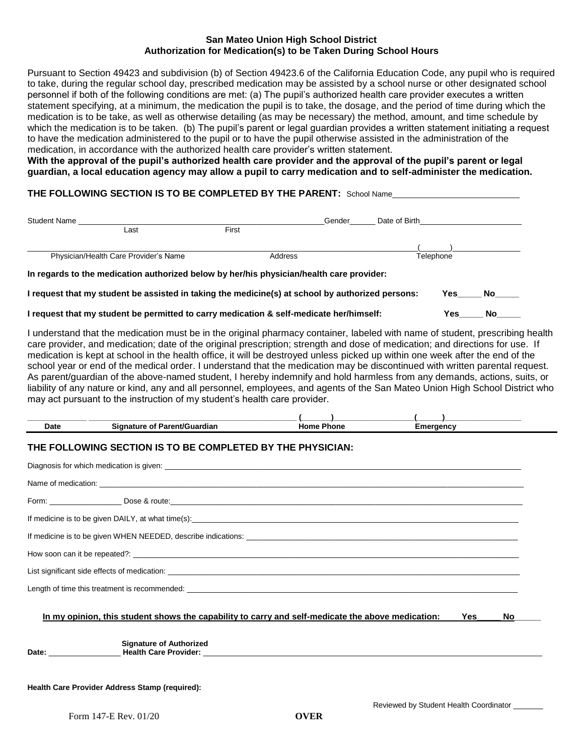**San Mateo Union High School District**
**Authorization for Medication(s) to be Taken During School Hours**

Pursuant to Section 49423 and subdivision (b) of Section 49423.6 of the California Education Code, any pupil who is required to take, during the regular school day, prescribed medication may be assisted by a school nurse or other designated school personnel if both of the following conditions are met: (a) The pupil's authorized health care provider executes a written statement specifying, at a minimum, the medication the pupil is to take, the dosage, and the period of time during which the medication is to be take, as well as otherwise detailing (as may be necessary) the method, amount, and time schedule by which the medication is to be taken. (b) The pupil's parent or legal guardian provides a written statement initiating a request to have the medication administered to the pupil or to have the pupil otherwise assisted in the administration of the medication, in accordance with the authorized health care provider's written statement.
**With the approval of the pupil's authorized health care provider and the approval of the pupil's parent or legal guardian, a local education agency may allow a pupil to carry medication and to self-administer the medication.**

**THE FOLLOWING SECTION IS TO BE COMPLETED BY THE PARENT:** School Name___________________________

Student Name ___________________________________________ Gender______ Date of Birth______________________
Last First

______________________________________________________________________________(______)_______________
Physician/Health Care Provider's Name Address Telephone

**In regards to the medication authorized below by her/his physician/health care provider:**

**I request that my student be assisted in taking the medicine(s) at school by authorized persons: Yes_____ No_____**

**I request that my student be permitted to carry medication & self-medicate her/himself: Yes_____ No_____**

I understand that the medication must be in the original pharmacy container, labeled with name of student, prescribing health care provider, and medication; date of the original prescription; strength and dose of medication; and directions for use. If medication is kept at school in the health office, it will be destroyed unless picked up within one week after the end of the school year or end of the medical order. I understand that the medication may be discontinued with written parental request. As parent/guardian of the above-named student, I hereby indemnify and hold harmless from any demands, actions, suits, or liability of any nature or kind, any and all personnel, employees, and agents of the San Mateo Union High School District who may act pursuant to the instruction of my student's health care provider.

____________ ______________________________________ (______)________________(______)________________
**Date** **Signature of Parent/Guardian** **Home Phone** **Emergency**

**THE FOLLOWING SECTION IS TO BE COMPLETED BY THE PHYSICIAN:**

Diagnosis for which medication is given: ______________________________________________________________

Name of medication: _______________________________________________________________________________

Form: ________________ Dose & route:_______________________________________________________________

If medicine is to be given DAILY, at what time(s):_______________________________________________________

If medicine is to be given WHEN NEEDED, describe indications: ___________________________________________

How soon can it be repeated?: _______________________________________________________________________

List significant side effects of medication: ______________________________________________________________

Length of time this treatment is recommended: __________________________________________________________

**In my opinion, this student shows the capability to carry and self-medicate the above medication: Yes_____ No_____**

Date: ________________ **Signature of Authorized Health Care Provider:** ______________________________________________

**Health Care Provider Address Stamp (required):**

Reviewed by Student Health Coordinator _______

Form 147-E Rev. 01/20 **OVER**